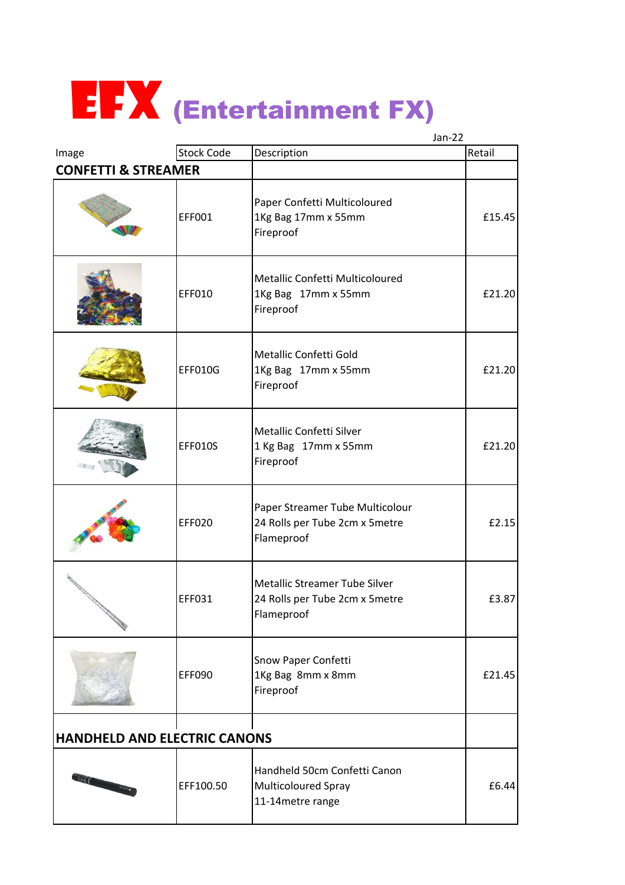# EFX (Entertainment FX)

Jan-22

| Image | Stock Code | Description | Retail |
|---|---|---|---|
| **CONFETTI & STREAMER** | | | |
| | EFF001 | Paper Confetti Multicoloured<br>1Kg Bag 17mm x 55mm<br>Fireproof | £15.45 |
| | EFF010 | Metallic Confetti Multicoloured<br>1Kg Bag 17mm x 55mm<br>Fireproof | £21.20 |
| | EFF010G | Metallic Confetti Gold<br>1Kg Bag 17mm x 55mm<br>Fireproof | £21.20 |
| | EFF010S | Metallic Confetti Silver<br>1 Kg Bag 17mm x 55mm<br>Fireproof | £21.20 |
| | EFF020 | Paper Streamer Tube Multicolour<br>24 Rolls per Tube 2cm x 5metre<br>Flameproof | £2.15 |
| | EFF031 | Metallic Streamer Tube Silver<br>24 Rolls per Tube 2cm x 5metre<br>Flameproof | £3.87 |
| | EFF090 | Snow Paper Confetti<br>1Kg Bag 8mm x 8mm<br>Fireproof | £21.45 |
| **HANDHELD AND ELECTRIC CANONS** | | | |
| | EFF100.50 | Handheld 50cm Confetti Canon<br>Multicoloured Spray<br>11-14metre range | £6.44 |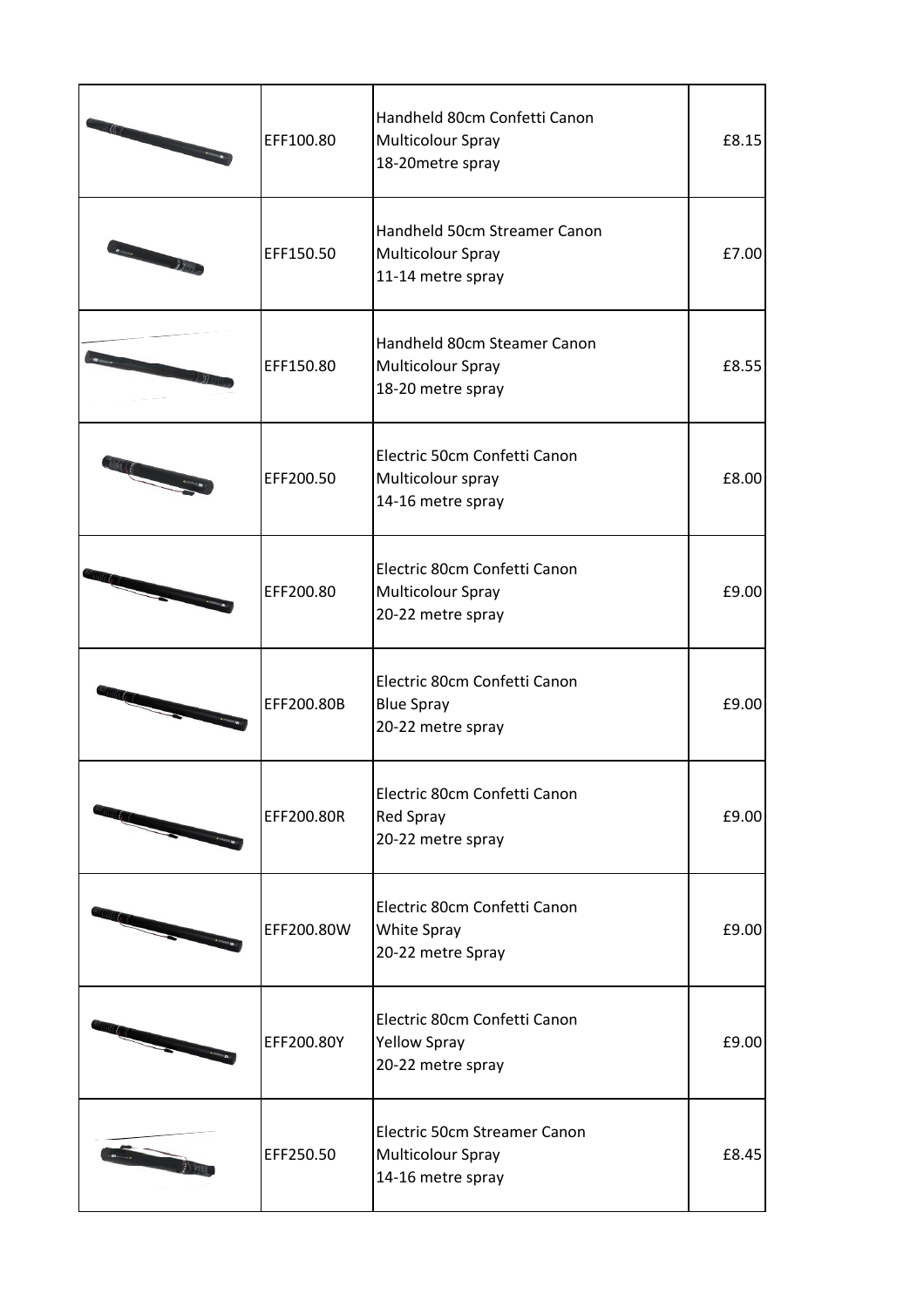| | | | |
|---|---|---|---|
| | EFF100.80 | Handheld 80cm Confetti Canon<br>Multicolour Spray<br>18-20metre spray | £8.15 |
| | EFF150.50 | Handheld 50cm Streamer Canon<br>Multicolour Spray<br>11-14 metre spray | £7.00 |
| | EFF150.80 | Handheld 80cm Steamer Canon<br>Multicolour Spray<br>18-20 metre spray | £8.55 |
| | EFF200.50 | Electric 50cm Confetti Canon<br>Multicolour spray<br>14-16 metre spray | £8.00 |
| | EFF200.80 | Electric 80cm Confetti Canon<br>Multicolour Spray<br>20-22 metre spray | £9.00 |
| | EFF200.80B | Electric 80cm Confetti Canon<br>Blue Spray<br>20-22 metre spray | £9.00 |
| | EFF200.80R | Electric 80cm Confetti Canon<br>Red Spray<br>20-22 metre spray | £9.00 |
| | EFF200.80W | Electric 80cm Confetti Canon<br>White Spray<br>20-22 metre Spray | £9.00 |
| | EFF200.80Y | Electric 80cm Confetti Canon<br>Yellow Spray<br>20-22 metre spray | £9.00 |
| | EFF250.50 | Electric 50cm Streamer Canon<br>Multicolour Spray<br>14-16 metre spray | £8.45 |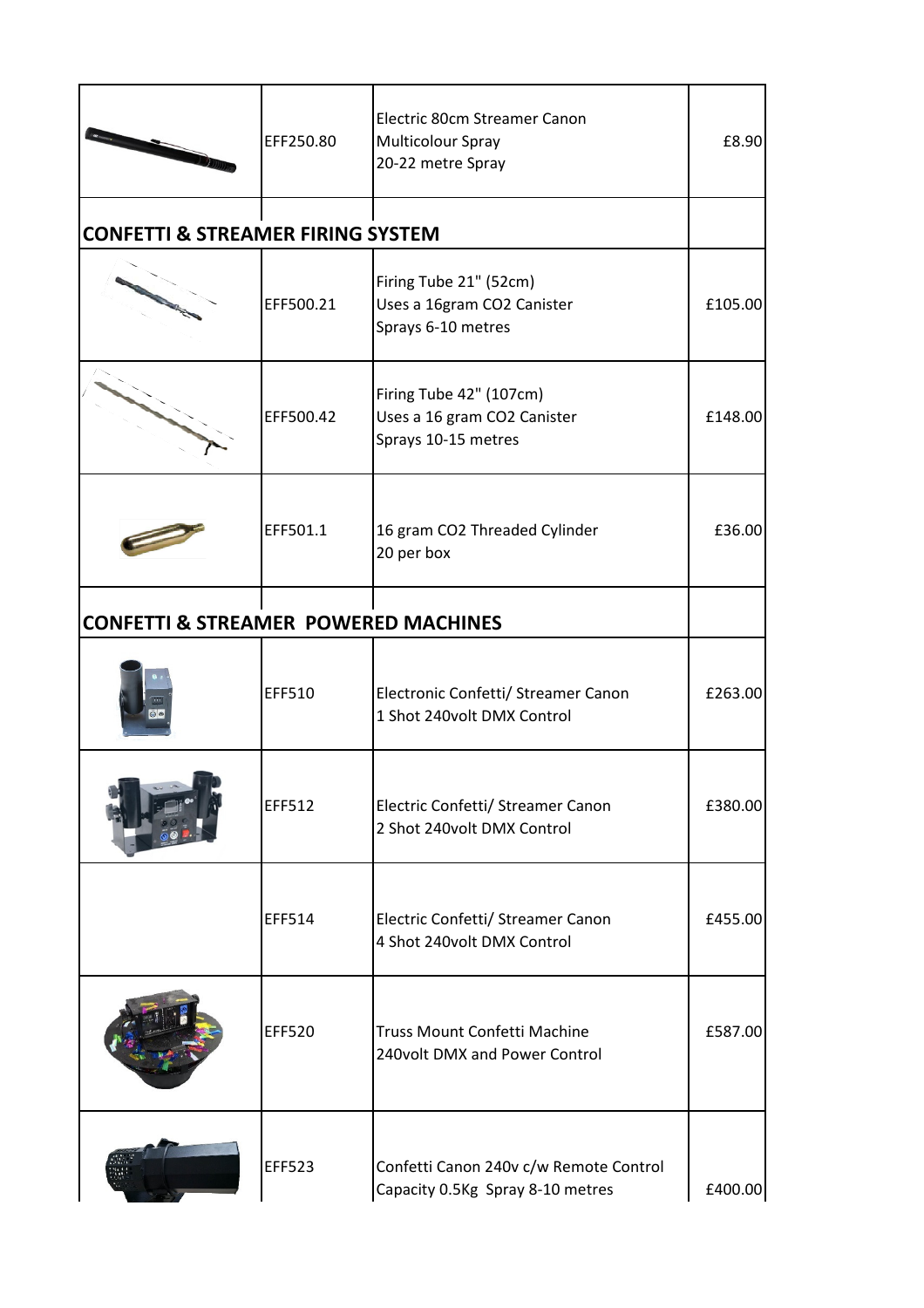| | Code | Description | Price |
|---|---|---|---|
| | EFF250.80 | Electric 80cm Streamer Canon<br>Multicolour Spray<br>20-22 metre Spray | £8.90 |
| **CONFETTI & STREAMER FIRING SYSTEM** | | | |
| | EFF500.21 | Firing Tube 21" (52cm)<br>Uses a 16gram $CO_2$ Canister<br>Sprays 6-10 metres | £105.00 |
| | EFF500.42 | Firing Tube 42" (107cm)<br>Uses a 16 gram $CO_2$ Canister<br>Sprays 10-15 metres | £148.00 |
| | EFF501.1 | 16 gram $CO_2$ Threaded Cylinder<br>20 per box | £36.00 |
| **CONFETTI & STREAMER POWERED MACHINES** | | | |
| | EFF510 | Electronic Confetti/ Streamer Canon<br>1 Shot 240volt DMX Control | £263.00 |
| | EFF512 | Electric Confetti/ Streamer Canon<br>2 Shot 240volt DMX Control | £380.00 |
| | EFF514 | Electric Confetti/ Streamer Canon<br>4 Shot 240volt DMX Control | £455.00 |
| | EFF520 | Truss Mount Confetti Machine<br>240volt DMX and Power Control | £587.00 |
| | EFF523 | Confetti Canon 240v c/w Remote Control<br>Capacity 0.5Kg Spray 8-10 metres | £400.00 |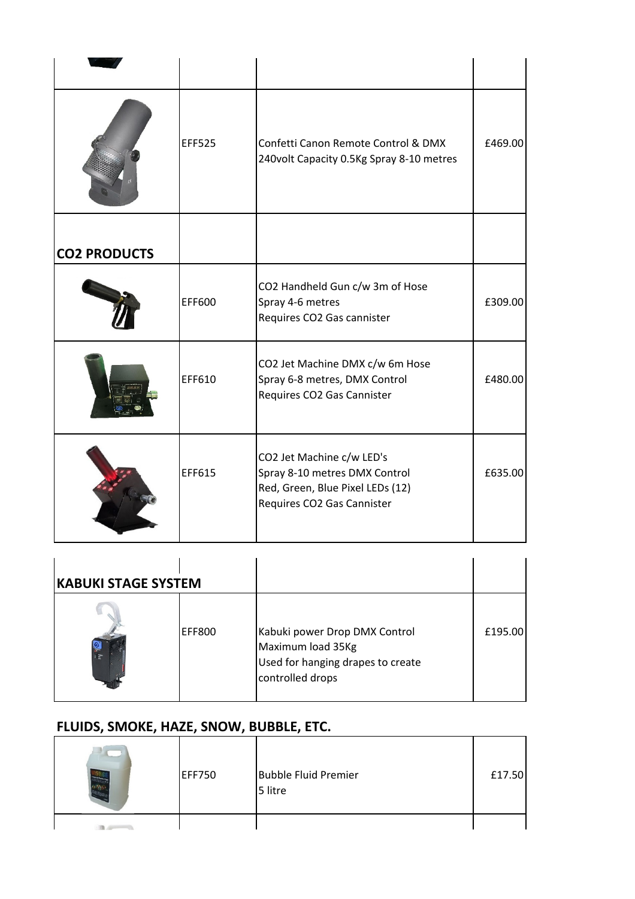| | | | |
|---|---|---|---|
| | | | |
| | EFF525 | Confetti Canon Remote Control & DMX 240volt Capacity 0.5Kg Spray 8-10 metres | £469.00 |
| **CO2 PRODUCTS** | | | |
| | EFF600 | CO2 Handheld Gun c/w 3m of Hose<br>Spray 4-6 metres<br>Requires CO2 Gas cannister | £309.00 |
| | EFF610 | CO2 Jet Machine DMX c/w 6m Hose<br>Spray 6-8 metres, DMX Control<br>Requires CO2 Gas Cannister | £480.00 |
| | EFF615 | CO2 Jet Machine c/w LED's<br>Spray 8-10 metres DMX Control<br>Red, Green, Blue Pixel LEDs (12)<br>Requires CO2 Gas Cannister | £635.00 |

| **KABUKI STAGE SYSTEM** | | | |
|---|---|---|---|
| | EFF800 | Kabuki power Drop DMX Control<br>Maximum load 35Kg<br>Used for hanging drapes to create controlled drops | £195.00 |

## FLUIDS, SMOKE, HAZE, SNOW, BUBBLE, ETC.

| | | | |
|---|---|---|---|
| | EFF750 | Bubble Fluid Premier<br>5 litre | £17.50 |
| | | | |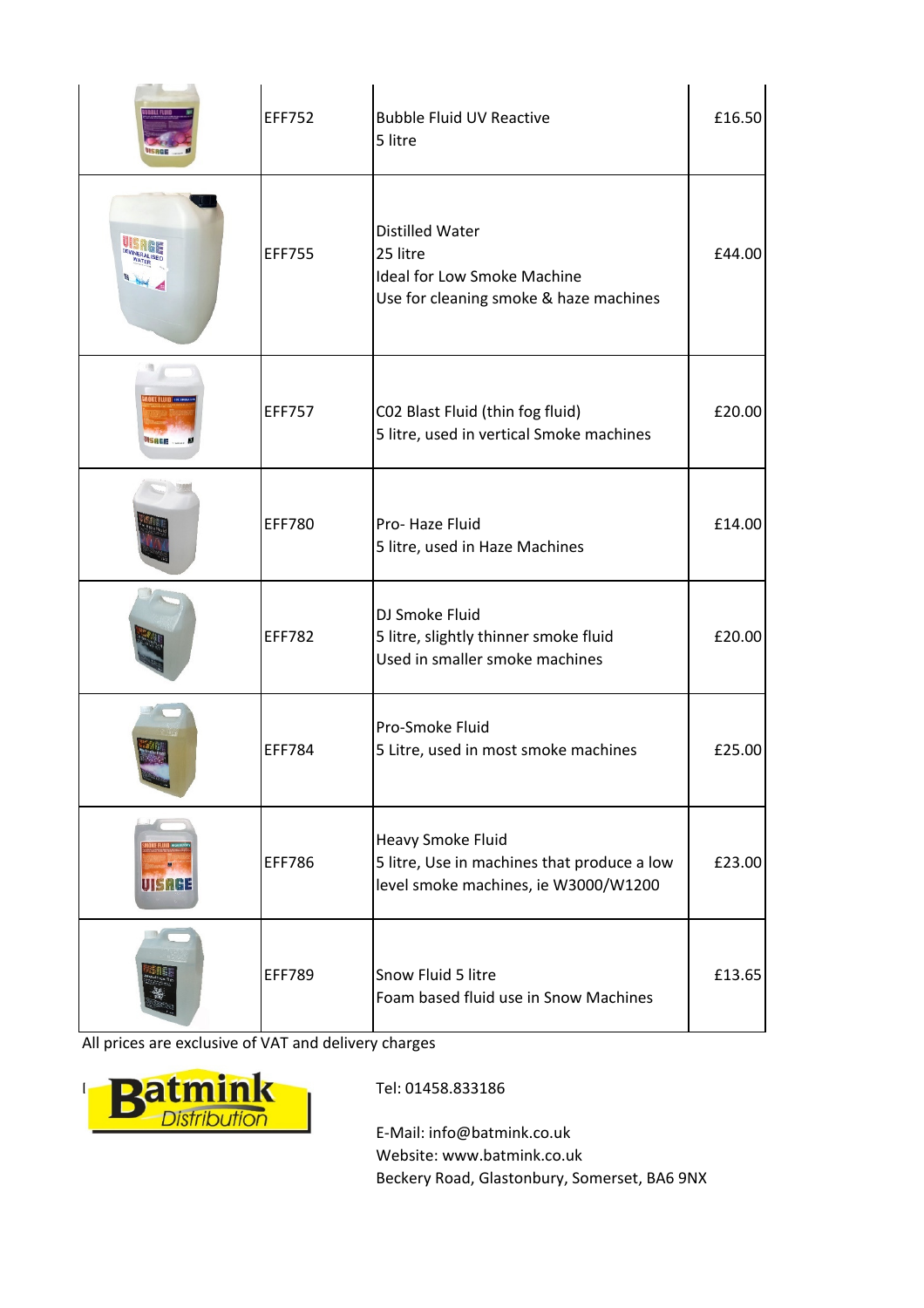| | | | |
|---|---|---|---|
| | EFF752 | Bubble Fluid UV Reactive<br>5 litre | £16.50 |
| | EFF755 | Distilled Water<br>25 litre<br>Ideal for Low Smoke Machine<br>Use for cleaning smoke & haze machines | £44.00 |
| | EFF757 | C02 Blast Fluid (thin fog fluid)<br>5 litre, used in vertical Smoke machines | £20.00 |
| | EFF780 | Pro- Haze Fluid<br>5 litre, used in Haze Machines | £14.00 |
| | EFF782 | DJ Smoke Fluid<br>5 litre, slightly thinner smoke fluid<br>Used in smaller smoke machines | £20.00 |
| | EFF784 | Pro-Smoke Fluid<br>5 Litre, used in most smoke machines | £25.00 |
| | EFF786 | Heavy Smoke Fluid<br>5 litre, Use in machines that produce a low level smoke machines, ie W3000/W1200 | £23.00 |
| | EFF789 | Snow Fluid 5 litre<br>Foam based fluid use in Snow Machines | £13.65 |

All prices are exclusive of VAT and delivery charges

Batmink Distribution

Tel: 01458.833186

E-Mail: info@batmink.co.uk
Website: www.batmink.co.uk
Beckery Road, Glastonbury, Somerset, BA6 9NX